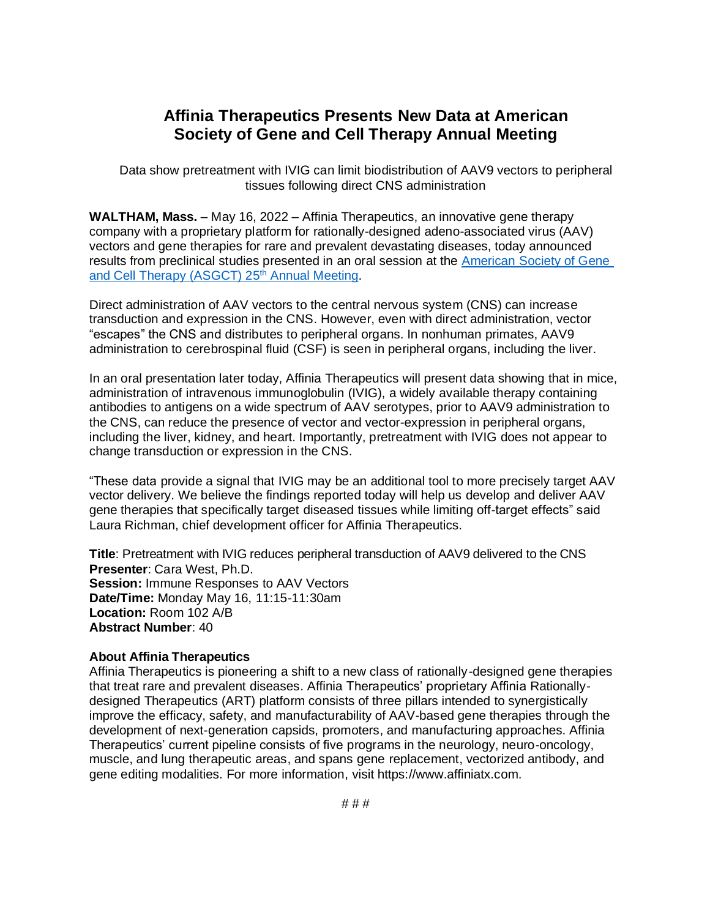# Affinia Therapeutics Presents New Data at American Society of Gene and Cell Therapy Annual Meeting

Data show pretreatment with IVIG can limit biodistribution of AAV9 vectors to peripheral tissues following direct CNS administration

**WALTHAM, Mass.** – May 16, 2022 – Affinia Therapeutics, an innovative gene therapy company with a proprietary platform for rationally-designed adeno-associated virus (AAV) vectors and gene therapies for rare and prevalent devastating diseases, today announced results from preclinical studies presented in an oral session at the [American Society of Gene and Cell Therapy (ASGCT) 25th Annual Meeting](https://annualmeeting.asgct.org/).

Direct administration of AAV vectors to the central nervous system (CNS) can increase transduction and expression in the CNS. However, even with direct administration, vector "escapes" the CNS and distributes to peripheral organs. In nonhuman primates, AAV9 administration to cerebrospinal fluid (CSF) is seen in peripheral organs, including the liver.

In an oral presentation later today, Affinia Therapeutics will present data showing that in mice, administration of intravenous immunoglobulin (IVIG), a widely available therapy containing antibodies to antigens on a wide spectrum of AAV serotypes, prior to AAV9 administration to the CNS, can reduce the presence of vector and vector-expression in peripheral organs, including the liver, kidney, and heart. Importantly, pretreatment with IVIG does not appear to change transduction or expression in the CNS.

"These data provide a signal that IVIG may be an additional tool to more precisely target AAV vector delivery. We believe the findings reported today will help us develop and deliver AAV gene therapies that specifically target diseased tissues while limiting off-target effects" said Laura Richman, chief development officer for Affinia Therapeutics.

**Title**: Pretreatment with IVIG reduces peripheral transduction of AAV9 delivered to the CNS
**Presenter**: Cara West, Ph.D.
**Session:** Immune Responses to AAV Vectors
**Date/Time:** Monday May 16, 11:15-11:30am
**Location:** Room 102 A/B
**Abstract Number**: 40

**About Affinia Therapeutics**
Affinia Therapeutics is pioneering a shift to a new class of rationally-designed gene therapies that treat rare and prevalent diseases. Affinia Therapeutics' proprietary Affinia Rationally-designed Therapeutics (ART) platform consists of three pillars intended to synergistically improve the efficacy, safety, and manufacturability of AAV-based gene therapies through the development of next-generation capsids, promoters, and manufacturing approaches. Affinia Therapeutics' current pipeline consists of five programs in the neurology, neuro-oncology, muscle, and lung therapeutic areas, and spans gene replacement, vectorized antibody, and gene editing modalities. For more information, visit https://www.affiniatx.com.

# # #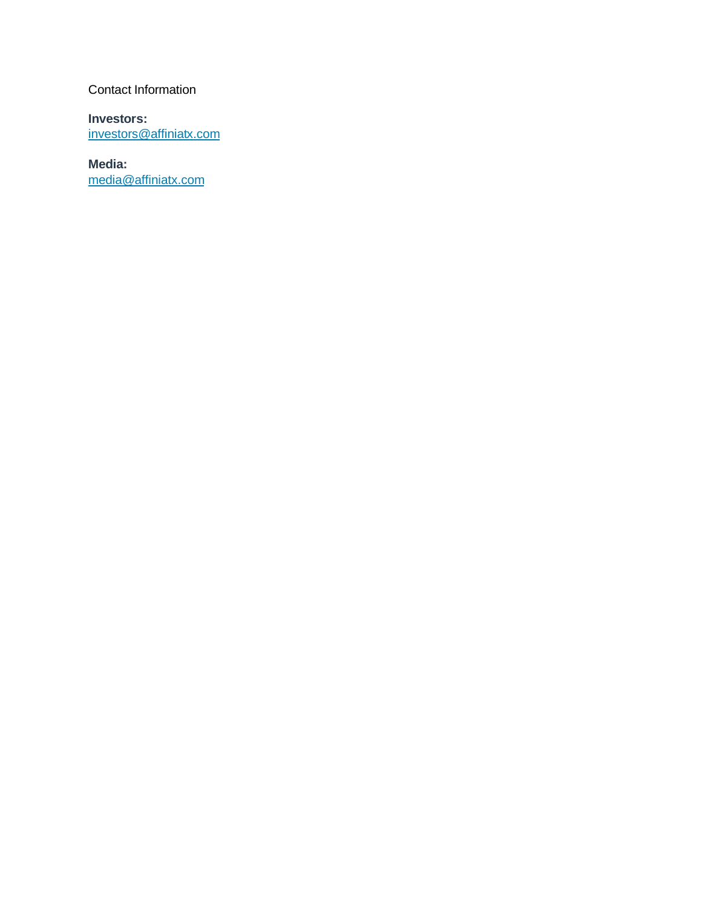Contact Information

**Investors:**
investors@affiniatx.com

**Media:**
media@affiniatx.com